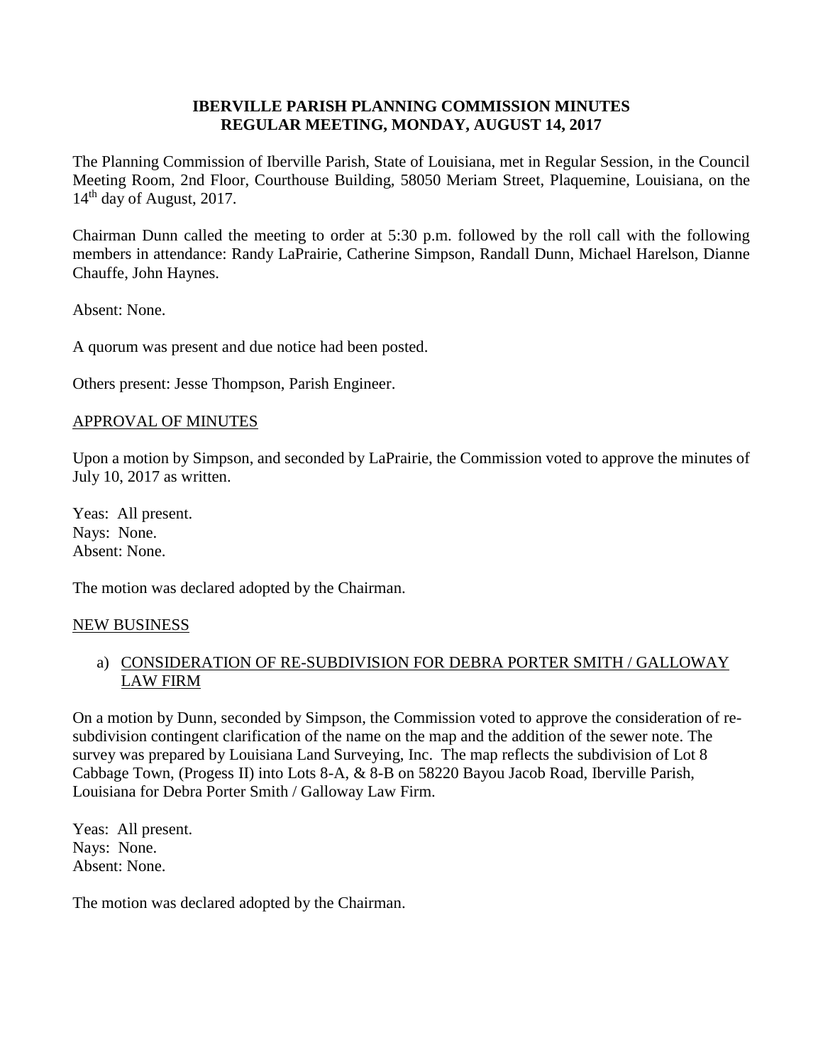**IBERVILLE PARISH PLANNING COMMISSION MINUTES**
**REGULAR MEETING, MONDAY, AUGUST 14, 2017**

The Planning Commission of Iberville Parish, State of Louisiana, met in Regular Session, in the Council Meeting Room, 2nd Floor, Courthouse Building, 58050 Meriam Street, Plaquemine, Louisiana, on the 14th day of August, 2017.

Chairman Dunn called the meeting to order at 5:30 p.m. followed by the roll call with the following members in attendance: Randy LaPrairie, Catherine Simpson, Randall Dunn, Michael Harelson, Dianne Chauffe, John Haynes.

Absent: None.

A quorum was present and due notice had been posted.

Others present: Jesse Thompson, Parish Engineer.

<u>APPROVAL OF MINUTES</u>

Upon a motion by Simpson, and seconded by LaPrairie, the Commission voted to approve the minutes of July 10, 2017 as written.

Yeas: All present.
Nays: None.
Absent: None.

The motion was declared adopted by the Chairman.

<u>NEW BUSINESS</u>

a) <u>CONSIDERATION OF RE-SUBDIVISION FOR DEBRA PORTER SMITH / GALLOWAY LAW FIRM</u>

On a motion by Dunn, seconded by Simpson, the Commission voted to approve the consideration of re-subdivision contingent clarification of the name on the map and the addition of the sewer note. The survey was prepared by Louisiana Land Surveying, Inc. The map reflects the subdivision of Lot 8 Cabbage Town, (Progess II) into Lots 8-A, & 8-B on 58220 Bayou Jacob Road, Iberville Parish, Louisiana for Debra Porter Smith / Galloway Law Firm.

Yeas: All present.
Nays: None.
Absent: None.

The motion was declared adopted by the Chairman.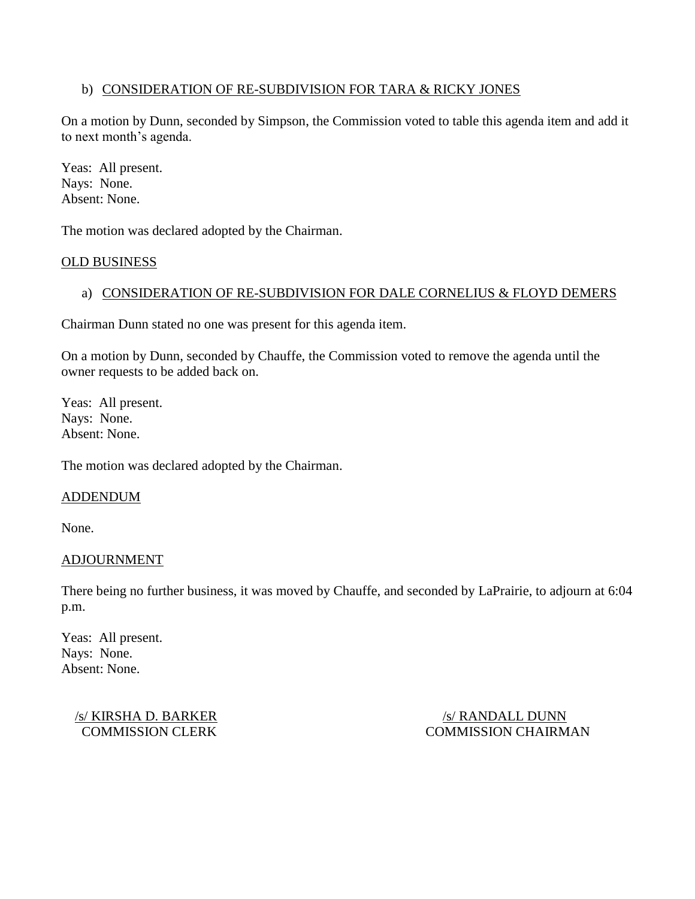b) CONSIDERATION OF RE-SUBDIVISION FOR TARA & RICKY JONES

On a motion by Dunn, seconded by Simpson, the Commission voted to table this agenda item and add it to next month's agenda.

Yeas: All present.
Nays: None.
Absent: None.

The motion was declared adopted by the Chairman.

## OLD BUSINESS

a) CONSIDERATION OF RE-SUBDIVISION FOR DALE CORNELIUS & FLOYD DEMERS

Chairman Dunn stated no one was present for this agenda item.

On a motion by Dunn, seconded by Chauffe, the Commission voted to remove the agenda until the owner requests to be added back on.

Yeas: All present.
Nays: None.
Absent: None.

The motion was declared adopted by the Chairman.

## ADDENDUM

None.

## ADJOURNMENT

There being no further business, it was moved by Chauffe, and seconded by LaPrairie, to adjourn at 6:04 p.m.

Yeas: All present.
Nays: None.
Absent: None.

/s/ KIRSHA D. BARKER
COMMISSION CLERK

/s/ RANDALL DUNN
COMMISSION CHAIRMAN